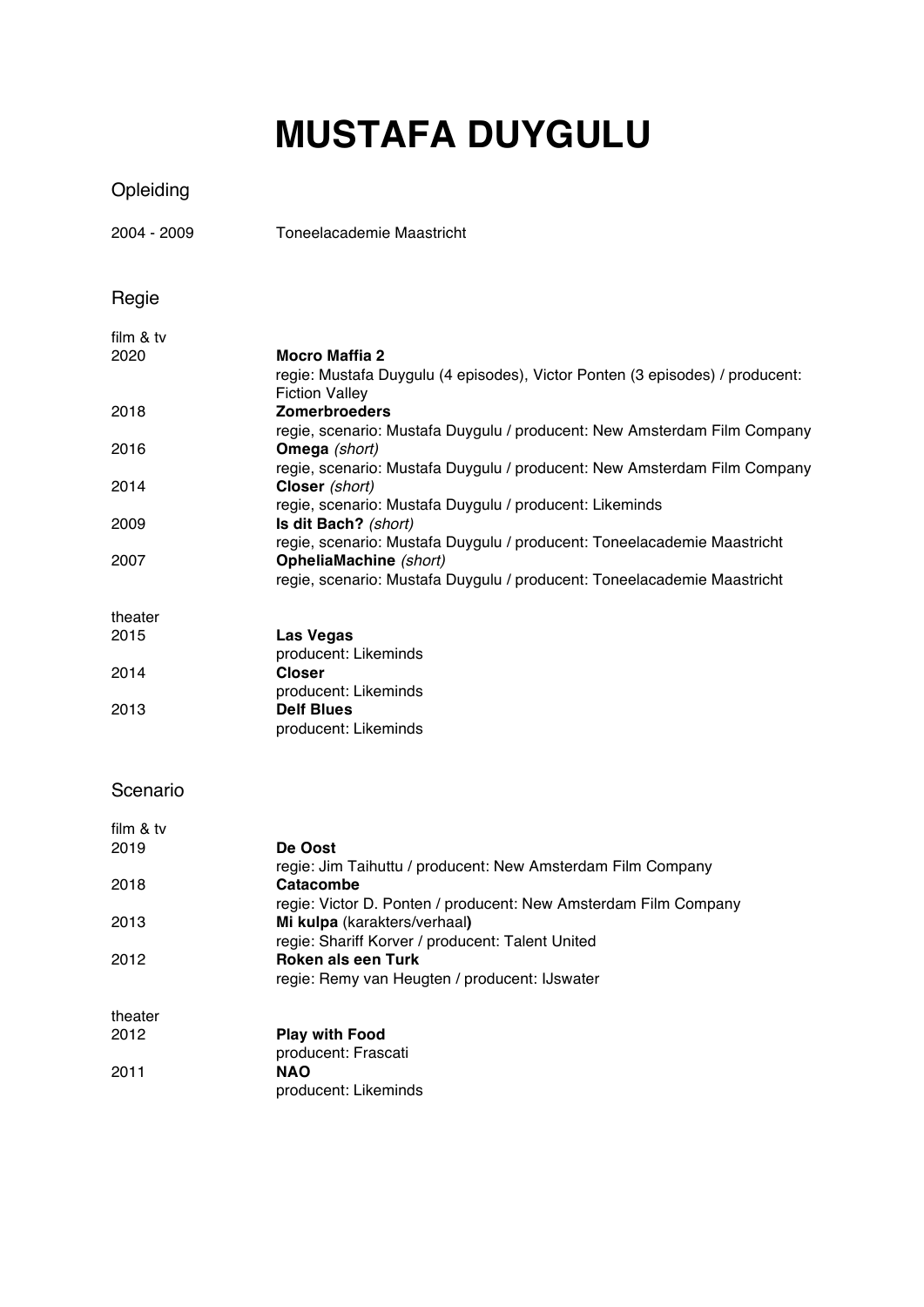# MUSTAFA DUYGULU

## Opleiding

2004 - 2009 Toneelacademie Maastricht

## Regie

### film & tv

2020 **Mocro Maffia 2**
regie: Mustafa Duygulu (4 episodes), Victor Ponten (3 episodes) / producent: Fiction Valley

2018 **Zomerbroeders**
regie, scenario: Mustafa Duygulu / producent: New Amsterdam Film Company

2016 **Omega** *(short)*
regie, scenario: Mustafa Duygulu / producent: New Amsterdam Film Company

2014 **Closer** *(short)*
regie, scenario: Mustafa Duygulu / producent: Likeminds

2009 **Is dit Bach?** *(short)*
regie, scenario: Mustafa Duygulu / producent: Toneelacademie Maastricht

2007 **OpheliaMachine** *(short)*
regie, scenario: Mustafa Duygulu / producent: Toneelacademie Maastricht

### theater

2015 **Las Vegas**
producent: Likeminds

2014 **Closer**
producent: Likeminds

2013 **Delf Blues**
producent: Likeminds

## Scenario

### film & tv

2019 **De Oost**
regie: Jim Taihuttu / producent: New Amsterdam Film Company

2018 **Catacombe**
regie: Victor D. Ponten / producent: New Amsterdam Film Company

2013 **Mi kulpa** (karakters/verhaal**)**
regie: Shariff Korver / producent: Talent United

2012 **Roken als een Turk**
regie: Remy van Heugten / producent: IJswater

### theater

2012 **Play with Food**
producent: Frascati

2011 **NAO**
producent: Likeminds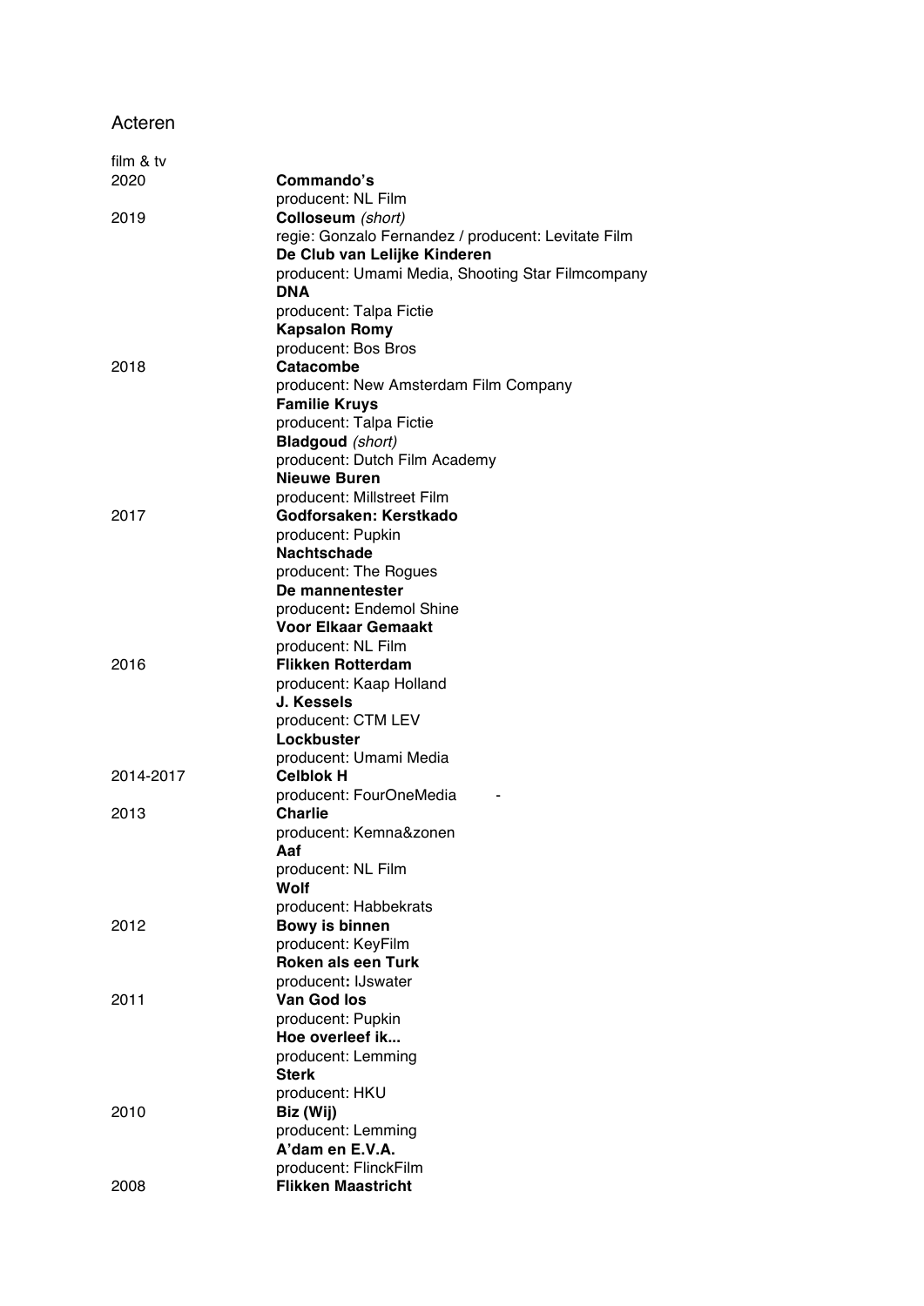# Acteren

film & tv

| | |
|---|---|
| 2020 | **Commando's** |
| | producent: NL Film |
| 2019 | **Colloseum** *(short)* |
| | regie: Gonzalo Fernandez / producent: Levitate Film |
| | **De Club van Lelijke Kinderen** |
| | producent: Umami Media, Shooting Star Filmcompany |
| | **DNA** |
| | producent: Talpa Fictie |
| | **Kapsalon Romy** |
| | producent: Bos Bros |
| 2018 | **Catacombe** |
| | producent: New Amsterdam Film Company |
| | **Familie Kruys** |
| | producent: Talpa Fictie |
| | **Bladgoud** *(short)* |
| | producent: Dutch Film Academy |
| | **Nieuwe Buren** |
| | producent: Millstreet Film |
| 2017 | **Godforsaken: Kerstkado** |
| | producent: Pupkin |
| | **Nachtschade** |
| | producent: The Rogues |
| | **De mannentester** |
| | producent**:** Endemol Shine |
| | **Voor Elkaar Gemaakt** |
| | producent: NL Film |
| 2016 | **Flikken Rotterdam** |
| | producent: Kaap Holland |
| | **J. Kessels** |
| | producent: CTM LEV |
| | **Lockbuster** |
| | producent: Umami Media |
| 2014-2017 | **Celblok H** |
| | producent: FourOneMedia - |
| 2013 | **Charlie** |
| | producent: Kemna&zonen |
| | **Aaf** |
| | producent: NL Film |
| | **Wolf** |
| | producent: Habbekrats |
| 2012 | **Bowy is binnen** |
| | producent: KeyFilm |
| | **Roken als een Turk** |
| | producent**:** IJswater |
| 2011 | **Van God los** |
| | producent: Pupkin |
| | **Hoe overleef ik...** |
| | producent: Lemming |
| | **Sterk** |
| | producent: HKU |
| 2010 | **Biz (Wij)** |
| | producent: Lemming |
| | **A'dam en E.V.A.** |
| | producent: FlinckFilm |
| 2008 | **Flikken Maastricht** |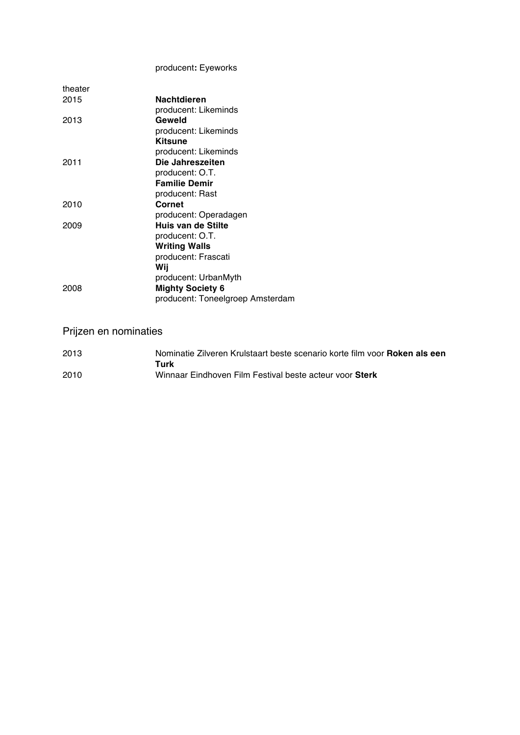producent**:** Eyeworks

| | |
|---|---|
| theater | |
| 2015 | **Nachtdieren** |
| | producent: Likeminds |
| 2013 | **Geweld** |
| | producent: Likeminds |
| | **Kitsune** |
| | producent: Likeminds |
| 2011 | **Die Jahreszeiten** |
| | producent: O.T. |
| | **Familie Demir** |
| | producent: Rast |
| 2010 | **Cornet** |
| | producent: Operadagen |
| 2009 | **Huis van de Stilte** |
| | producent: O.T. |
| | **Writing Walls** |
| | producent: Frascati |
| | **Wij** |
| | producent: UrbanMyth |
| 2008 | **Mighty Society 6** |
| | producent: Toneelgroep Amsterdam |

## Prijzen en nominaties

| | |
|---|---|
| 2013 | Nominatie Zilveren Krulstaart beste scenario korte film voor **Roken als een Turk** |
| 2010 | Winnaar Eindhoven Film Festival beste acteur voor **Sterk** |